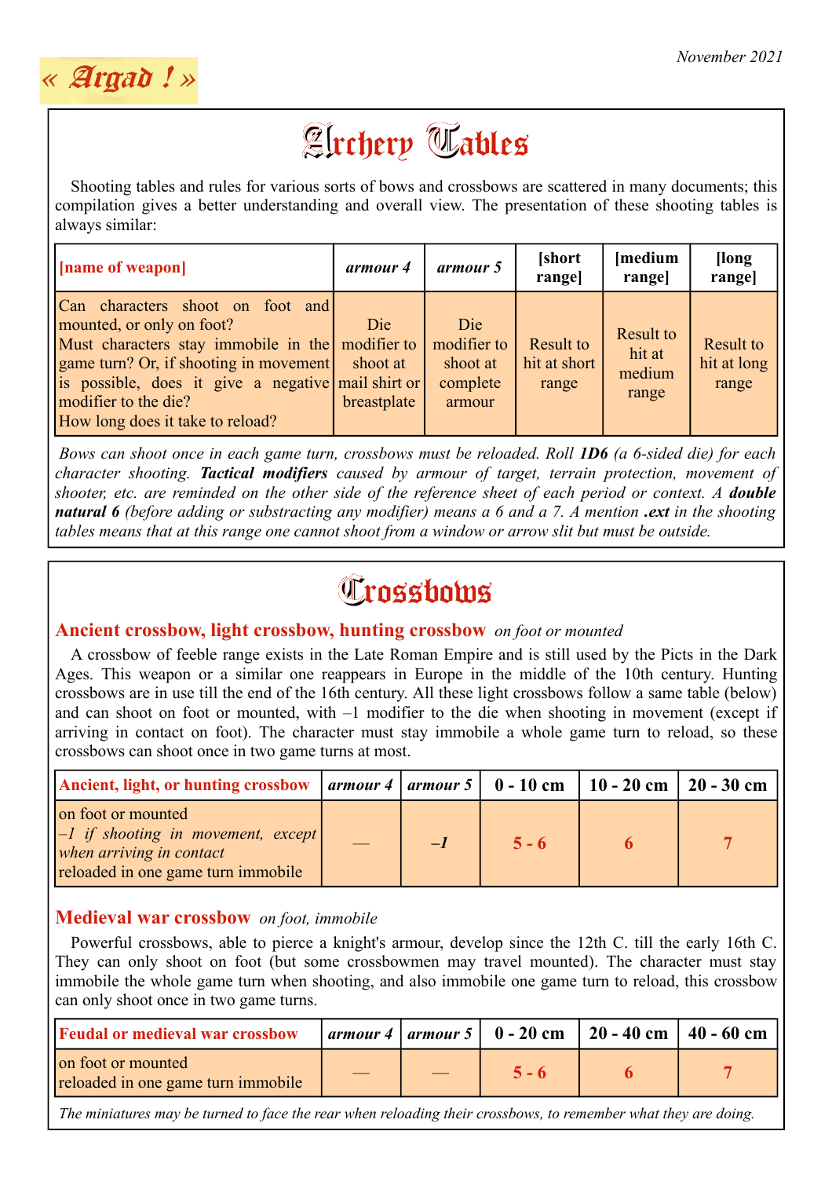November 2021

« Argad ! »

# Archery Tables

Shooting tables and rules for various sorts of bows and crossbows are scattered in many documents; this compilation gives a better understanding and overall view. The presentation of these shooting tables is always similar:

| **[name of weapon]** | ***armour 4*** | ***armour 5*** | **[short range]** | **[medium range]** | **[long range]** |
|---|---|---|---|---|---|
| Can characters shoot on foot and mounted, or only on foot? Must characters stay immobile in the game turn? Or, if shooting in movement is possible, does it give a negative modifier to the die? How long does it take to reload? | Die modifier to shoot at mail shirt or breastplate | Die modifier to shoot at complete armour | Result to hit at short range | Result to hit at medium range | Result to hit at long range |

*Bows can shoot once in each game turn, crossbows must be reloaded. Roll **1D6** (a 6-sided die) for each character shooting. **Tactical modifiers** caused by armour of target, terrain protection, movement of shooter, etc. are reminded on the other side of the reference sheet of each period or context. A **double natural 6** (before adding or substracting any modifier) means a 6 and a 7. A mention **.ext** in the shooting tables means that at this range one cannot shoot from a window or arrow slit but must be outside.*

# Crossbows

## Ancient crossbow, light crossbow, hunting crossbow *on foot or mounted*

A crossbow of feeble range exists in the Late Roman Empire and is still used by the Picts in the Dark Ages. This weapon or a similar one reappears in Europe in the middle of the 10th century. Hunting crossbows are in use till the end of the 16th century. All these light crossbows follow a same table (below) and can shoot on foot or mounted, with –1 modifier to the die when shooting in movement (except if arriving in contact on foot). The character must stay immobile a whole game turn to reload, so these crossbows can shoot once in two game turns at most.

| **Ancient, light, or hunting crossbow** | ***armour 4*** | ***armour 5*** | **0 - 10 cm** | **10 - 20 cm** | **20 - 30 cm** |
|---|---|---|---|---|---|
| on foot or mounted<br>*–1 if shooting in movement, except when arriving in contact*<br>reloaded in one game turn immobile | — | ***–1*** | **5 - 6** | **6** | **7** |

## Medieval war crossbow *on foot, immobile*

Powerful crossbows, able to pierce a knight's armour, develop since the 12th C. till the early 16th C. They can only shoot on foot (but some crossbowmen may travel mounted). The character must stay immobile the whole game turn when shooting, and also immobile one game turn to reload, this crossbow can only shoot once in two game turns.

| **Feudal or medieval war crossbow** | ***armour 4*** | ***armour 5*** | **0 - 20 cm** | **20 - 40 cm** | **40 - 60 cm** |
|---|---|---|---|---|---|
| on foot or mounted<br>reloaded in one game turn immobile | — | — | **5 - 6** | **6** | **7** |

*The miniatures may be turned to face the rear when reloading their crossbows, to remember what they are doing.*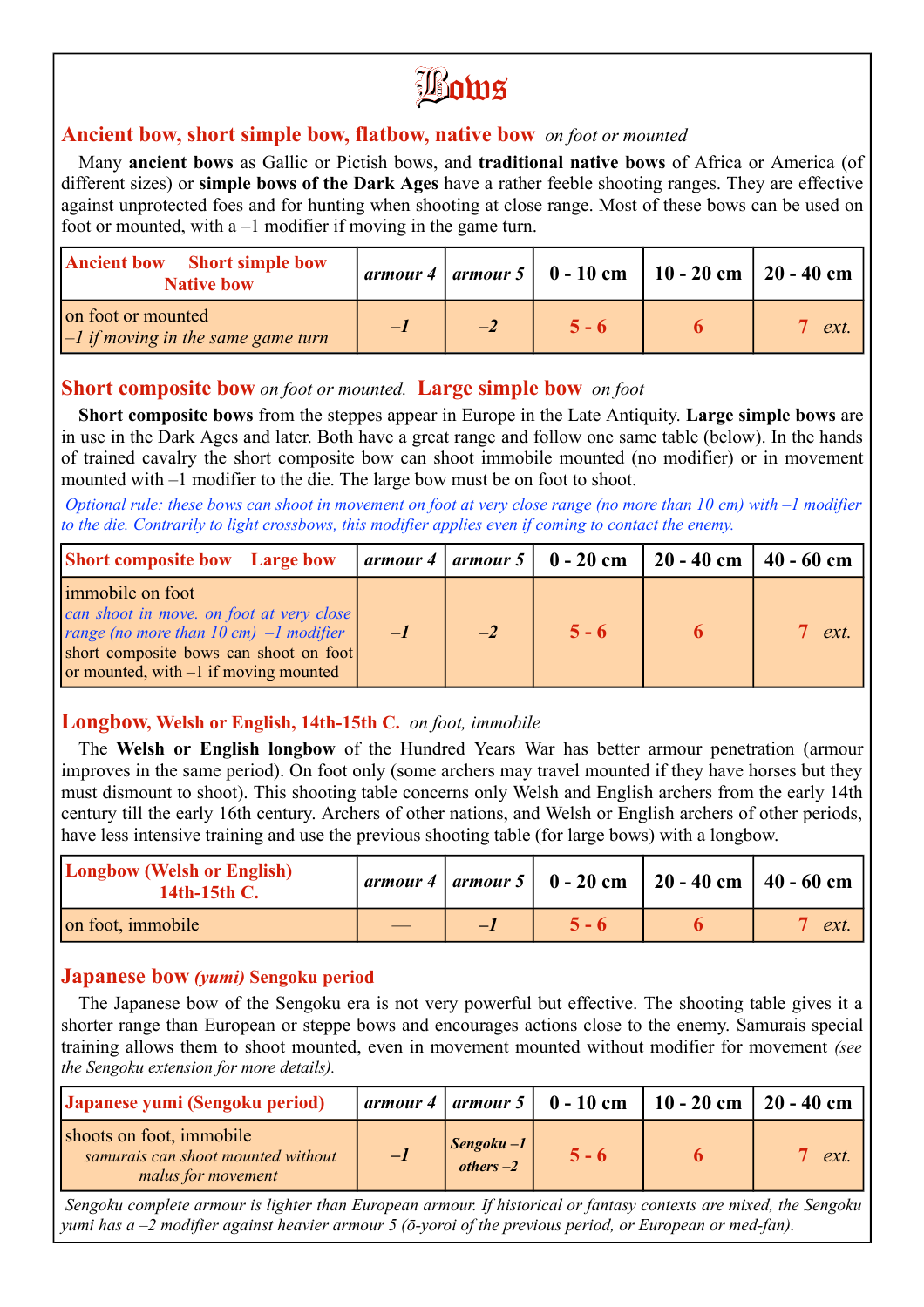# Bows

## Ancient bow, short simple bow, flatbow, native bow *on foot or mounted*

Many **ancient bows** as Gallic or Pictish bows, and **traditional native bows** of Africa or America (of different sizes) or **simple bows of the Dark Ages** have a rather feeble shooting ranges. They are effective against unprotected foes and for hunting when shooting at close range. Most of these bows can be used on foot or mounted, with a –1 modifier if moving in the game turn.

| Ancient bow Short simple bow Native bow | *armour 4* | *armour 5* | 0 - 10 cm | 10 - 20 cm | 20 - 40 cm |
|---|---|---|---|---|---|
| on foot or mounted *–1 if moving in the same game turn* | *–1* | *–2* | 5 - 6 | 6 | 7 *ext.* |

## Short composite bow *on foot or mounted.* Large simple bow *on foot*

**Short composite bows** from the steppes appear in Europe in the Late Antiquity. **Large simple bows** are in use in the Dark Ages and later. Both have a great range and follow one same table (below). In the hands of trained cavalry the short composite bow can shoot immobile mounted (no modifier) or in movement mounted with –1 modifier to the die. The large bow must be on foot to shoot.

*Optional rule: these bows can shoot in movement on foot at very close range (no more than 10 cm) with –1 modifier to the die. Contrarily to light crossbows, this modifier applies even if coming to contact the enemy.*

| Short composite bow Large bow | *armour 4* | *armour 5* | 0 - 20 cm | 20 - 40 cm | 40 - 60 cm |
|---|---|---|---|---|---|
| immobile on foot *can shoot in move. on foot at very close range (no more than 10 cm) –1 modifier* short composite bows can shoot on foot or mounted, with –1 if moving mounted | *–1* | *–2* | 5 - 6 | 6 | 7 *ext.* |

## Longbow, Welsh or English, 14th-15th C. *on foot, immobile*

The **Welsh or English longbow** of the Hundred Years War has better armour penetration (armour improves in the same period). On foot only (some archers may travel mounted if they have horses but they must dismount to shoot). This shooting table concerns only Welsh and English archers from the early 14th century till the early 16th century. Archers of other nations, and Welsh or English archers of other periods, have less intensive training and use the previous shooting table (for large bows) with a longbow.

| Longbow (Welsh or English) 14th-15th C. | *armour 4* | *armour 5* | 0 - 20 cm | 20 - 40 cm | 40 - 60 cm |
|---|---|---|---|---|---|
| on foot, immobile | — | *–1* | 5 - 6 | 6 | 7 *ext.* |

## Japanese bow *(yumi)* Sengoku period

The Japanese bow of the Sengoku era is not very powerful but effective. The shooting table gives it a shorter range than European or steppe bows and encourages actions close to the enemy. Samurais special training allows them to shoot mounted, even in movement mounted without modifier for movement *(see the Sengoku extension for more details).*

| Japanese yumi (Sengoku period) | *armour 4* | *armour 5* | 0 - 10 cm | 10 - 20 cm | 20 - 40 cm |
|---|---|---|---|---|---|
| shoots on foot, immobile *samurais can shoot mounted without malus for movement* | *–1* | *Sengoku –1 others –2* | 5 - 6 | 6 | 7 *ext.* |

*Sengoku complete armour is lighter than European armour. If historical or fantasy contexts are mixed, the Sengoku yumi has a –2 modifier against heavier armour 5 (ō-yoroi of the previous period, or European or med-fan).*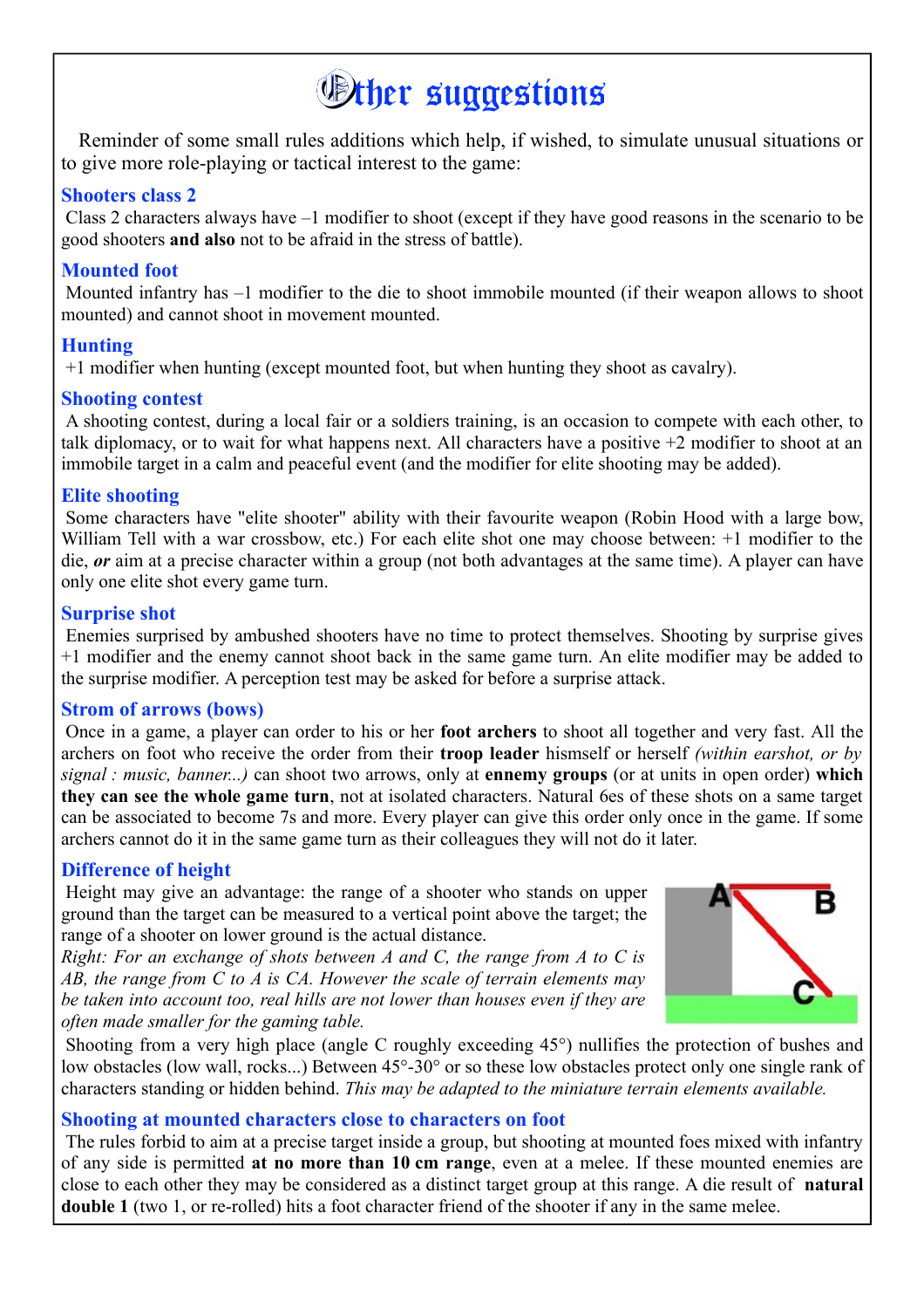# Other suggestions

Reminder of some small rules additions which help, if wished, to simulate unusual situations or to give more role-playing or tactical interest to the game:

## Shooters class 2

Class 2 characters always have –1 modifier to shoot (except if they have good reasons in the scenario to be good shooters **and also** not to be afraid in the stress of battle).

## Mounted foot

Mounted infantry has –1 modifier to the die to shoot immobile mounted (if their weapon allows to shoot mounted) and cannot shoot in movement mounted.

## Hunting

+1 modifier when hunting (except mounted foot, but when hunting they shoot as cavalry).

## Shooting contest

A shooting contest, during a local fair or a soldiers training, is an occasion to compete with each other, to talk diplomacy, or to wait for what happens next. All characters have a positive +2 modifier to shoot at an immobile target in a calm and peaceful event (and the modifier for elite shooting may be added).

## Elite shooting

Some characters have "elite shooter" ability with their favourite weapon (Robin Hood with a large bow, William Tell with a war crossbow, etc.) For each elite shot one may choose between: +1 modifier to the die, ***or*** aim at a precise character within a group (not both advantages at the same time). A player can have only one elite shot every game turn.

## Surprise shot

Enemies surprised by ambushed shooters have no time to protect themselves. Shooting by surprise gives +1 modifier and the enemy cannot shoot back in the same game turn. An elite modifier may be added to the surprise modifier. A perception test may be asked for before a surprise attack.

## Strom of arrows (bows)

Once in a game, a player can order to his or her **foot archers** to shoot all together and very fast. All the archers on foot who receive the order from their **troop leader** hismself or herself *(within earshot, or by signal : music, banner...)* can shoot two arrows, only at **ennemy groups** (or at units in open order) **which they can see the whole game turn**, not at isolated characters. Natural 6es of these shots on a same target can be associated to become 7s and more. Every player can give this order only once in the game. If some archers cannot do it in the same game turn as their colleagues they will not do it later.

## Difference of height

Height may give an advantage: the range of a shooter who stands on upper ground than the target can be measured to a vertical point above the target; the range of a shooter on lower ground is the actual distance.

*Right: For an exchange of shots between A and C, the range from A to C is AB, the range from C to A is CA. However the scale of terrain elements may be taken into account too, real hills are not lower than houses even if they are often made smaller for the gaming table.*

Shooting from a very high place (angle C roughly exceeding 45°) nullifies the protection of bushes and low obstacles (low wall, rocks...) Between 45°-30° or so these low obstacles protect only one single rank of characters standing or hidden behind. *This may be adapted to the miniature terrain elements available.*

## Shooting at mounted characters close to characters on foot

The rules forbid to aim at a precise target inside a group, but shooting at mounted foes mixed with infantry of any side is permitted **at no more than 10 cm range**, even at a melee. If these mounted enemies are close to each other they may be considered as a distinct target group at this range. A die result of **natural double 1** (two 1, or re-rolled) hits a foot character friend of the shooter if any in the same melee.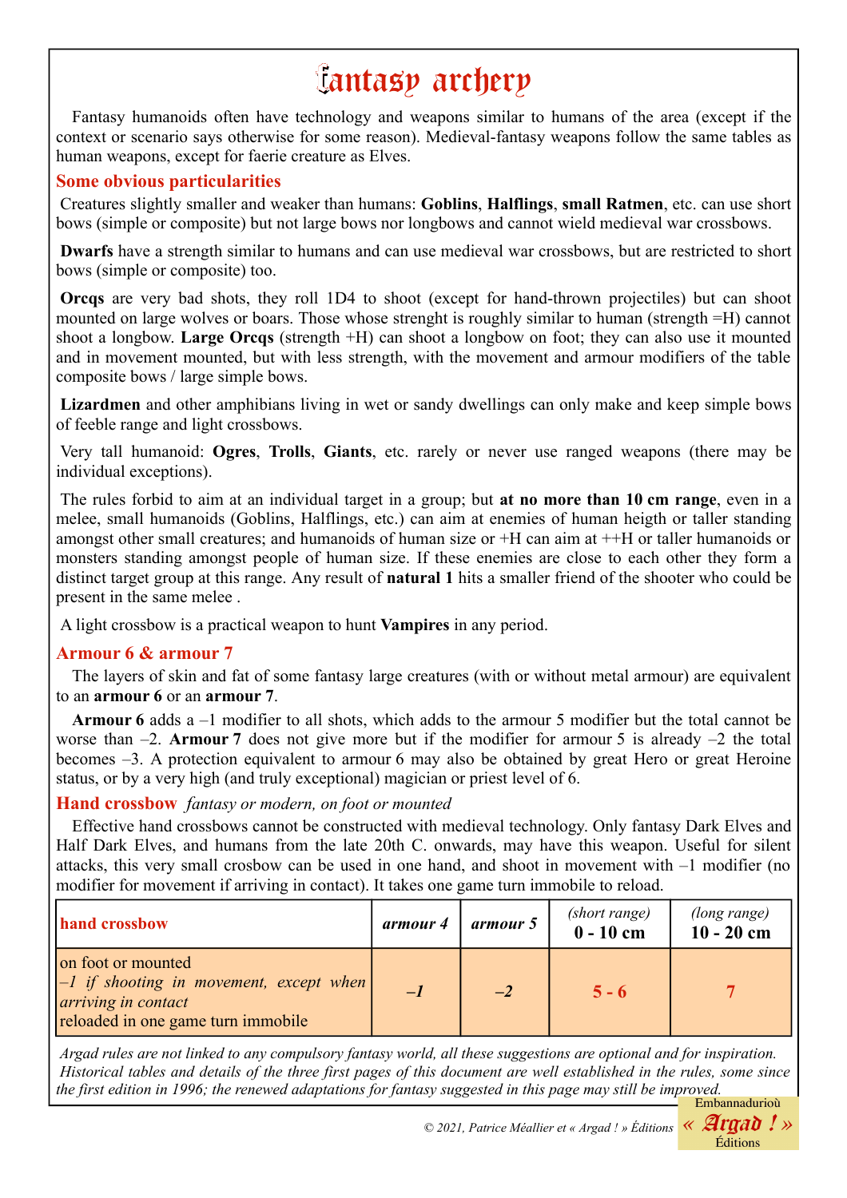# Fantasy archery

Fantasy humanoids often have technology and weapons similar to humans of the area (except if the context or scenario says otherwise for some reason). Medieval-fantasy weapons follow the same tables as human weapons, except for faerie creature as Elves.

## Some obvious particularities

Creatures slightly smaller and weaker than humans: **Goblins**, **Halflings**, **small Ratmen**, etc. can use short bows (simple or composite) but not large bows nor longbows and cannot wield medieval war crossbows.

**Dwarfs** have a strength similar to humans and can use medieval war crossbows, but are restricted to short bows (simple or composite) too.

**Orcqs** are very bad shots, they roll 1D4 to shoot (except for hand-thrown projectiles) but can shoot mounted on large wolves or boars. Those whose strenght is roughly similar to human (strength =H) cannot shoot a longbow. **Large Orcqs** (strength +H) can shoot a longbow on foot; they can also use it mounted and in movement mounted, but with less strength, with the movement and armour modifiers of the table composite bows / large simple bows.

**Lizardmen** and other amphibians living in wet or sandy dwellings can only make and keep simple bows of feeble range and light crossbows.

Very tall humanoid: **Ogres**, **Trolls**, **Giants**, etc. rarely or never use ranged weapons (there may be individual exceptions).

The rules forbid to aim at an individual target in a group; but **at no more than 10 cm range**, even in a melee, small humanoids (Goblins, Halflings, etc.) can aim at enemies of human heigth or taller standing amongst other small creatures; and humanoids of human size or +H can aim at ++H or taller humanoids or monsters standing amongst people of human size. If these enemies are close to each other they form a distinct target group at this range. Any result of **natural 1** hits a smaller friend of the shooter who could be present in the same melee .

A light crossbow is a practical weapon to hunt **Vampires** in any period.

## Armour 6 & armour 7

The layers of skin and fat of some fantasy large creatures (with or without metal armour) are equivalent to an **armour 6** or an **armour 7**.

**Armour 6** adds a –1 modifier to all shots, which adds to the armour 5 modifier but the total cannot be worse than –2. **Armour 7** does not give more but if the modifier for armour 5 is already –2 the total becomes –3. A protection equivalent to armour 6 may also be obtained by great Hero or great Heroine status, or by a very high (and truly exceptional) magician or priest level of 6.

## Hand crossbow *fantasy or modern, on foot or mounted*

Effective hand crossbows cannot be constructed with medieval technology. Only fantasy Dark Elves and Half Dark Elves, and humans from the late 20th C. onwards, may have this weapon. Useful for silent attacks, this very small crosbow can be used in one hand, and shoot in movement with –1 modifier (no modifier for movement if arriving in contact). It takes one game turn immobile to reload.

| hand crossbow | *armour 4* | *armour 5* | *(short range)* **0 - 10 cm** | *(long range)* **10 - 20 cm** |
|---|---|---|---|---|
| on foot or mounted<br>*–1 if shooting in movement, except when arriving in contact*<br>reloaded in one game turn immobile | *–1* | *–2* | 5 - 6 | 7 |

*Argad rules are not linked to any compulsory fantasy world, all these suggestions are optional and for inspiration. Historical tables and details of the three first pages of this document are well established in the rules, some since the first edition in 1996; the renewed adaptations for fantasy suggested in this page may still be improved.*

*© 2021, Patrice Méallier et « Argad ! » Éditions* Embannadurioù « Argad ! » Éditions